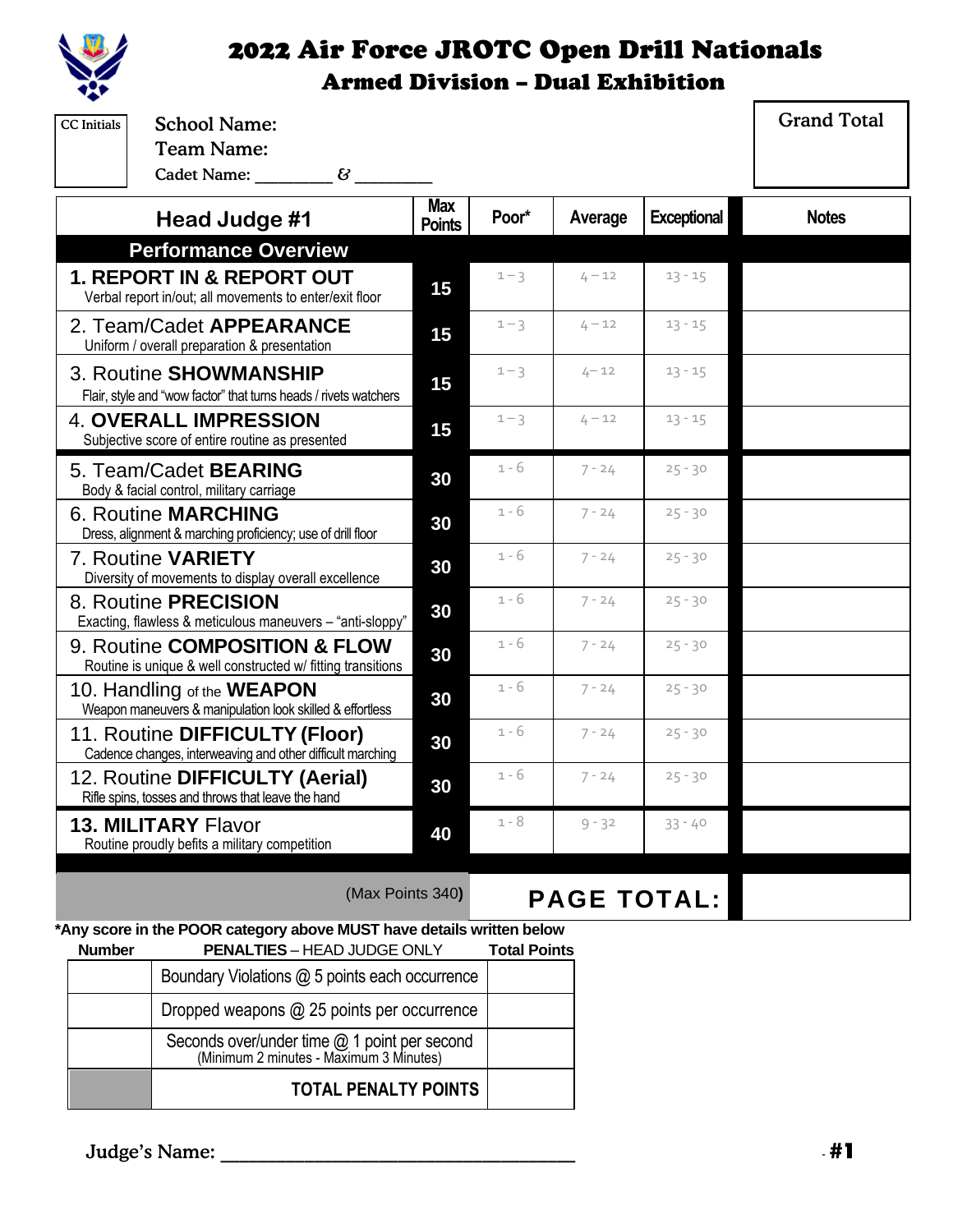# 2022 Air Force JROTC Open Drill Nationals

## Armed Division – Dual Exhibition

| CC Initials |
|---|
| |

School Name:

Team Name:

Cadet Name: _________ & _________

| Grand Total |
|---|
| |

| Head Judge #1 | Max Points | Poor* | Average | Exceptional | Notes |
|---|---|---|---|---|---|
| **Performance Overview** | | | | | |
| **1. REPORT IN & REPORT OUT** Verbal report in/out; all movements to enter/exit floor | 15 | 1 – 3 | 4 – 12 | 13 - 15 | |
| 2. Team/Cadet **APPEARANCE** Uniform / overall preparation & presentation | 15 | 1 – 3 | 4 – 12 | 13 - 15 | |
| 3. Routine **SHOWMANSHIP** Flair, style and "wow factor" that turns heads / rivets watchers | 15 | 1 – 3 | 4 – 12 | 13 - 15 | |
| 4. **OVERALL IMPRESSION** Subjective score of entire routine as presented | 15 | 1 – 3 | 4 – 12 | 13 - 15 | |
| 5. Team/Cadet **BEARING** Body & facial control, military carriage | 30 | 1 - 6 | 7 - 24 | 25 - 30 | |
| 6. Routine **MARCHING** Dress, alignment & marching proficiency; use of drill floor | 30 | 1 - 6 | 7 - 24 | 25 - 30 | |
| 7. Routine **VARIETY** Diversity of movements to display overall excellence | 30 | 1 - 6 | 7 - 24 | 25 - 30 | |
| 8. Routine **PRECISION** Exacting, flawless & meticulous maneuvers – "anti-sloppy" | 30 | 1 - 6 | 7 - 24 | 25 - 30 | |
| 9. Routine **COMPOSITION & FLOW** Routine is unique & well constructed w/ fitting transitions | 30 | 1 - 6 | 7 - 24 | 25 - 30 | |
| 10. Handling of the **WEAPON** Weapon maneuvers & manipulation look skilled & effortless | 30 | 1 - 6 | 7 - 24 | 25 - 30 | |
| 11. Routine **DIFFICULTY (Floor)** Cadence changes, interweaving and other difficult marching | 30 | 1 - 6 | 7 - 24 | 25 - 30 | |
| 12. Routine **DIFFICULTY (Aerial)** Rifle spins, tosses and throws that leave the hand | 30 | 1 - 6 | 7 - 24 | 25 - 30 | |
| **13. MILITARY** Flavor Routine proudly befits a military competition | 40 | 1 - 8 | 9 - 32 | 33 - 40 | |
| (Max Points 340) | | **PAGE TOTAL:** | | | |

***Any score in the POOR category above MUST have details written below**

| Number | **PENALTIES** – HEAD JUDGE ONLY | Total Points |
|---|---|---|
| | Boundary Violations @ 5 points each occurrence | |
| | Dropped weapons @ 25 points per occurrence | |
| | Seconds over/under time @ 1 point per second (Minimum 2 minutes - Maximum 3 Minutes) | |
| | **TOTAL PENALTY POINTS** | |

Judge's Name: ___________________________________ **#1**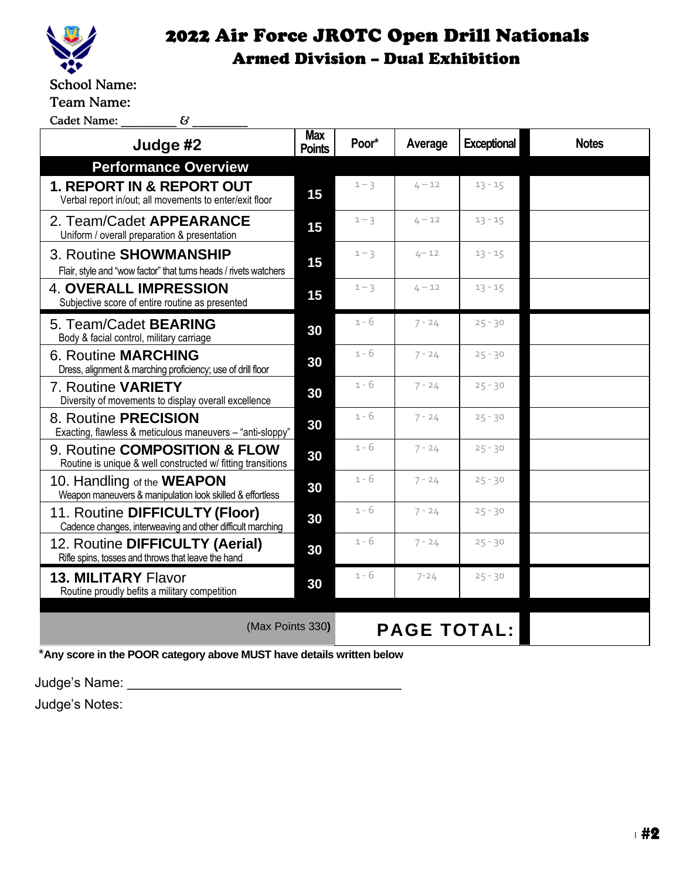# 2022 Air Force JROTC Open Drill Nationals

## Armed Division – Dual Exhibition

School Name:

Team Name:

Cadet Name: ________ & ________

| Judge #2 | Max Points | Poor* | Average | Exceptional | Notes |
|---|---|---|---|---|---|
| **Performance Overview** | | | | | |
| **1. REPORT IN & REPORT OUT** Verbal report in/out; all movements to enter/exit floor | 15 | 1 – 3 | 4 – 12 | 13 - 15 | |
| 2. Team/Cadet **APPEARANCE** Uniform / overall preparation & presentation | 15 | 1 – 3 | 4 – 12 | 13 - 15 | |
| 3. Routine **SHOWMANSHIP** Flair, style and "wow factor" that turns heads / rivets watchers | 15 | 1 – 3 | 4 – 12 | 13 - 15 | |
| 4. **OVERALL IMPRESSION** Subjective score of entire routine as presented | 15 | 1 – 3 | 4 – 12 | 13 - 15 | |
| 5. Team/Cadet **BEARING** Body & facial control, military carriage | 30 | 1 - 6 | 7 - 24 | 25 - 30 | |
| 6. Routine **MARCHING** Dress, alignment & marching proficiency; use of drill floor | 30 | 1 - 6 | 7 - 24 | 25 - 30 | |
| 7. Routine **VARIETY** Diversity of movements to display overall excellence | 30 | 1 - 6 | 7 - 24 | 25 - 30 | |
| 8. Routine **PRECISION** Exacting, flawless & meticulous maneuvers – "anti-sloppy" | 30 | 1 - 6 | 7 - 24 | 25 - 30 | |
| 9. Routine **COMPOSITION & FLOW** Routine is unique & well constructed w/ fitting transitions | 30 | 1 - 6 | 7 - 24 | 25 - 30 | |
| 10. Handling of the **WEAPON** Weapon maneuvers & manipulation look skilled & effortless | 30 | 1 - 6 | 7 - 24 | 25 - 30 | |
| 11. Routine **DIFFICULTY (Floor)** Cadence changes, interweaving and other difficult marching | 30 | 1 - 6 | 7 - 24 | 25 - 30 | |
| 12. Routine **DIFFICULTY (Aerial)** Rifle spins, tosses and throws that leave the hand | 30 | 1 - 6 | 7 - 24 | 25 - 30 | |
| **13. MILITARY** Flavor Routine proudly befits a military competition | 30 | 1 - 6 | 7-24 | 25 - 30 | |
| (Max Points 330) | | **PAGE TOTAL:** | | | |

*__Any score in the POOR category above MUST have details written below__

Judge's Name: ____________________________________

Judge's Notes: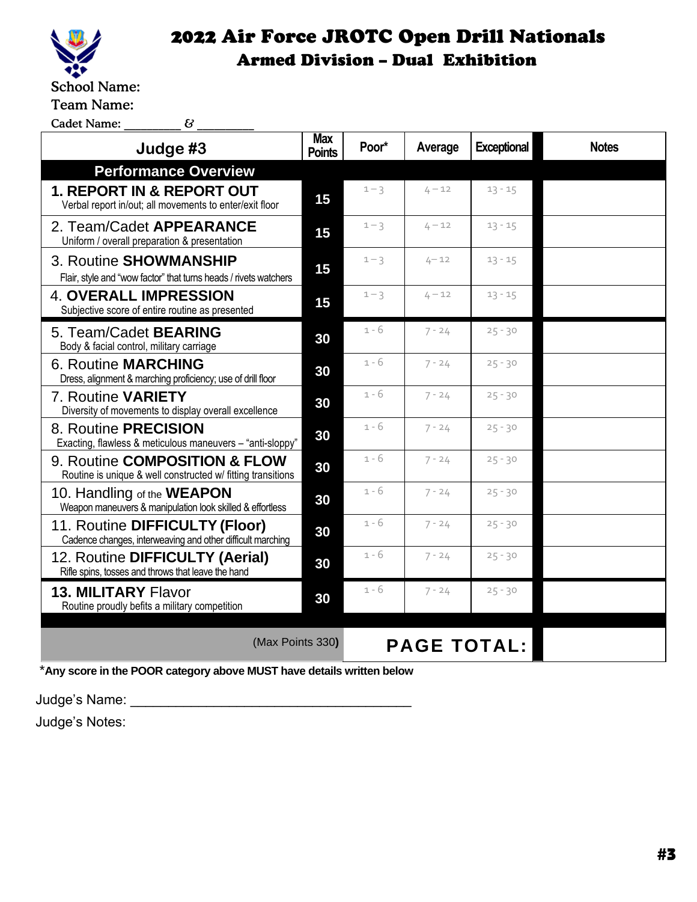# 2022 Air Force JROTC Open Drill Nationals

## Armed Division – Dual Exhibition

School Name:

Team Name:

Cadet Name: _________ & _________

| Judge #3 | Max Points | Poor* | Average | Exceptional | Notes |
|---|---|---|---|---|---|
| **Performance Overview** | | | | | |
| **1. REPORT IN & REPORT OUT** Verbal report in/out; all movements to enter/exit floor | 15 | 1 – 3 | 4 – 12 | 13 - 15 | |
| 2. Team/Cadet **APPEARANCE** Uniform / overall preparation & presentation | 15 | 1 – 3 | 4 – 12 | 13 - 15 | |
| 3. Routine **SHOWMANSHIP** Flair, style and "wow factor" that turns heads / rivets watchers | 15 | 1 – 3 | 4 – 12 | 13 - 15 | |
| 4. **OVERALL IMPRESSION** Subjective score of entire routine as presented | 15 | 1 – 3 | 4 – 12 | 13 - 15 | |
| 5. Team/Cadet **BEARING** Body & facial control, military carriage | 30 | 1 - 6 | 7 - 24 | 25 - 30 | |
| 6. Routine **MARCHING** Dress, alignment & marching proficiency; use of drill floor | 30 | 1 - 6 | 7 - 24 | 25 - 30 | |
| 7. Routine **VARIETY** Diversity of movements to display overall excellence | 30 | 1 - 6 | 7 - 24 | 25 - 30 | |
| 8. Routine **PRECISION** Exacting, flawless & meticulous maneuvers – "anti-sloppy" | 30 | 1 - 6 | 7 - 24 | 25 - 30 | |
| 9. Routine **COMPOSITION & FLOW** Routine is unique & well constructed w/ fitting transitions | 30 | 1 - 6 | 7 - 24 | 25 - 30 | |
| 10. Handling of the **WEAPON** Weapon maneuvers & manipulation look skilled & effortless | 30 | 1 - 6 | 7 - 24 | 25 - 30 | |
| 11. Routine **DIFFICULTY (Floor)** Cadence changes, interweaving and other difficult marching | 30 | 1 - 6 | 7 - 24 | 25 - 30 | |
| 12. Routine **DIFFICULTY (Aerial)** Rifle spins, tosses and throws that leave the hand | 30 | 1 - 6 | 7 - 24 | 25 - 30 | |
| **13. MILITARY** Flavor Routine proudly befits a military competition | 30 | 1 - 6 | 7 - 24 | 25 - 30 | |
| (Max Points 330) | | **PAGE TOTAL:** | | | |

***Any score in the POOR category above MUST have details written below**

Judge's Name: ______________________________________

Judge's Notes:

#3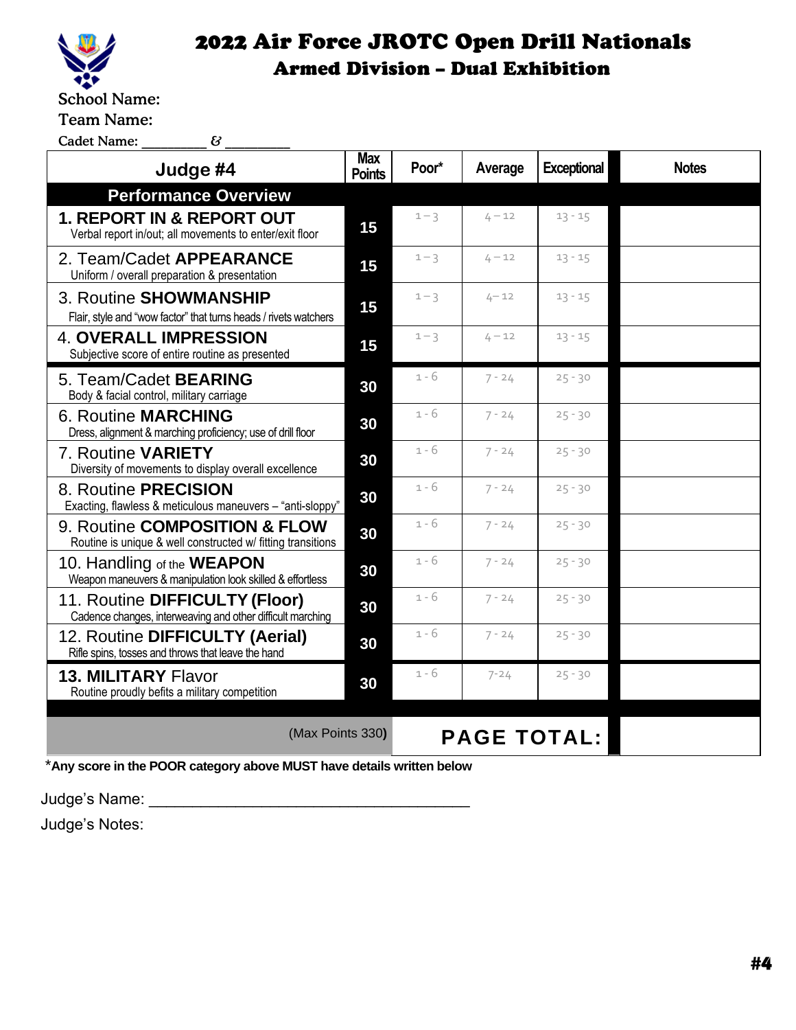# 2022 Air Force JROTC Open Drill Nationals

## Armed Division – Dual Exhibition

School Name:

Team Name:

Cadet Name: _________ & _________

| Judge #4 | Max Points | Poor* | Average | Exceptional | Notes |
|---|---|---|---|---|---|
| **Performance Overview** | | | | | |
| **1. REPORT IN & REPORT OUT** Verbal report in/out; all movements to enter/exit floor | 15 | 1 – 3 | 4 – 12 | 13 - 15 | |
| 2. Team/Cadet **APPEARANCE** Uniform / overall preparation & presentation | 15 | 1 – 3 | 4 – 12 | 13 - 15 | |
| 3. Routine **SHOWMANSHIP** Flair, style and "wow factor" that turns heads / rivets watchers | 15 | 1 – 3 | 4 – 12 | 13 - 15 | |
| 4. **OVERALL IMPRESSION** Subjective score of entire routine as presented | 15 | 1 – 3 | 4 – 12 | 13 - 15 | |
| 5. Team/Cadet **BEARING** Body & facial control, military carriage | 30 | 1 - 6 | 7 - 24 | 25 - 30 | |
| 6. Routine **MARCHING** Dress, alignment & marching proficiency; use of drill floor | 30 | 1 - 6 | 7 - 24 | 25 - 30 | |
| 7. Routine **VARIETY** Diversity of movements to display overall excellence | 30 | 1 - 6 | 7 - 24 | 25 - 30 | |
| 8. Routine **PRECISION** Exacting, flawless & meticulous maneuvers – "anti-sloppy" | 30 | 1 - 6 | 7 - 24 | 25 - 30 | |
| 9. Routine **COMPOSITION & FLOW** Routine is unique & well constructed w/ fitting transitions | 30 | 1 - 6 | 7 - 24 | 25 - 30 | |
| 10. Handling of the **WEAPON** Weapon maneuvers & manipulation look skilled & effortless | 30 | 1 - 6 | 7 - 24 | 25 - 30 | |
| 11. Routine **DIFFICULTY (Floor)** Cadence changes, interweaving and other difficult marching | 30 | 1 - 6 | 7 - 24 | 25 - 30 | |
| 12. Routine **DIFFICULTY (Aerial)** Rifle spins, tosses and throws that leave the hand | 30 | 1 - 6 | 7 - 24 | 25 - 30 | |
| **13. MILITARY** Flavor Routine proudly befits a military competition | 30 | 1 - 6 | 7-24 | 25 - 30 | |
| (Max Points 330) | | **PAGE TOTAL:** | | | |

*Any score in the POOR category above MUST have details written below

Judge's Name: ______________________________________

Judge's Notes:

#4